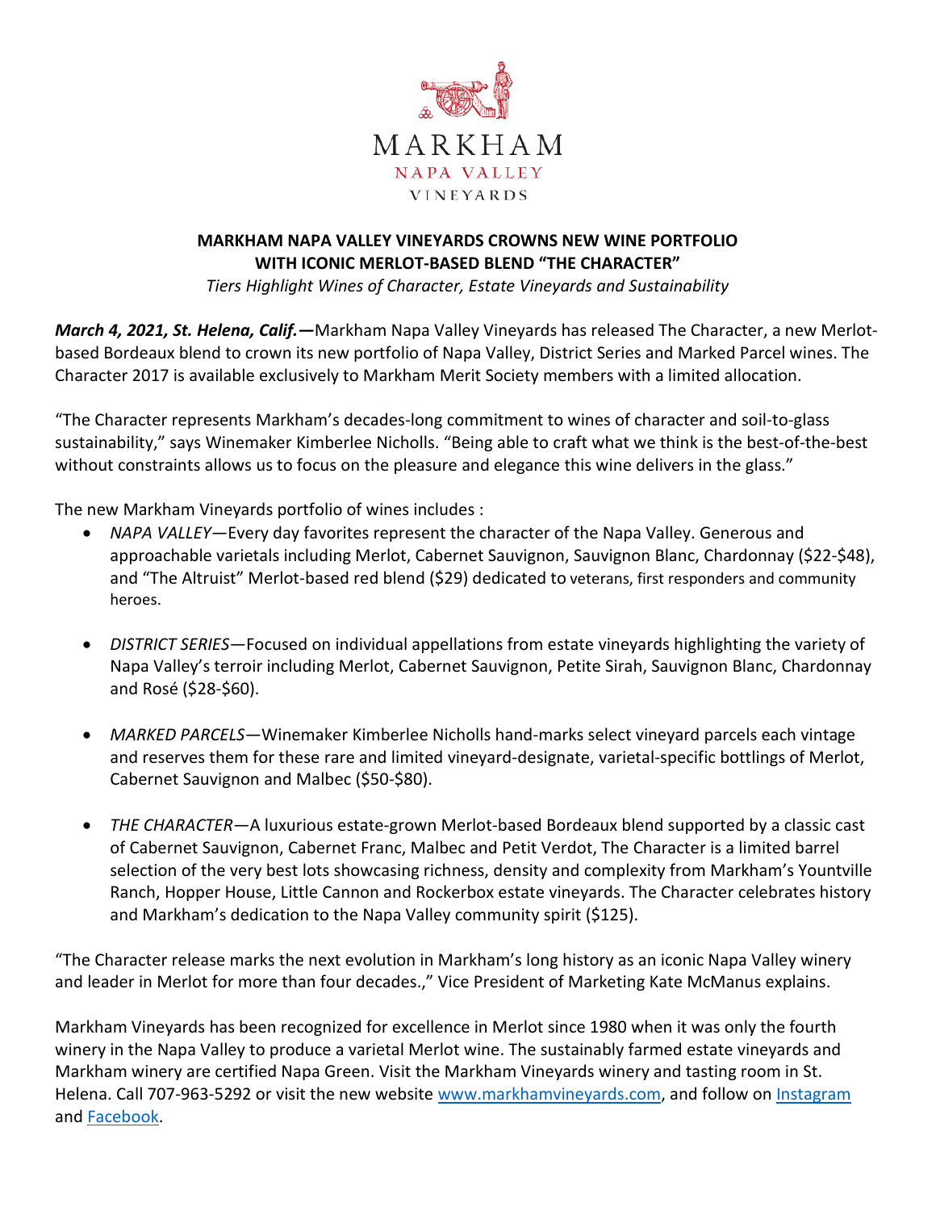MARKHAM

NAPA VALLEY

VINEYARDS

**MARKHAM NAPA VALLEY VINEYARDS CROWNS NEW WINE PORTFOLIO WITH ICONIC MERLOT-BASED BLEND "THE CHARACTER"**

*Tiers Highlight Wines of Character, Estate Vineyards and Sustainability*

***March 4, 2021, St. Helena, Calif.—***Markham Napa Valley Vineyards has released The Character, a new Merlot-based Bordeaux blend to crown its new portfolio of Napa Valley, District Series and Marked Parcel wines. The Character 2017 is available exclusively to Markham Merit Society members with a limited allocation.

"The Character represents Markham's decades-long commitment to wines of character and soil-to-glass sustainability," says Winemaker Kimberlee Nicholls. "Being able to craft what we think is the best-of-the-best without constraints allows us to focus on the pleasure and elegance this wine delivers in the glass."

The new Markham Vineyards portfolio of wines includes :

- *NAPA VALLEY*—Every day favorites represent the character of the Napa Valley. Generous and approachable varietals including Merlot, Cabernet Sauvignon, Sauvignon Blanc, Chardonnay ($22-$48), and "The Altruist" Merlot-based red blend ($29) dedicated to veterans, first responders and community heroes.

- *DISTRICT SERIES*—Focused on individual appellations from estate vineyards highlighting the variety of Napa Valley's terroir including Merlot, Cabernet Sauvignon, Petite Sirah, Sauvignon Blanc, Chardonnay and Rosé ($28-$60).

- *MARKED PARCELS*—Winemaker Kimberlee Nicholls hand-marks select vineyard parcels each vintage and reserves them for these rare and limited vineyard-designate, varietal-specific bottlings of Merlot, Cabernet Sauvignon and Malbec ($50-$80).

- *THE CHARACTER*—A luxurious estate-grown Merlot-based Bordeaux blend supported by a classic cast of Cabernet Sauvignon, Cabernet Franc, Malbec and Petit Verdot, The Character is a limited barrel selection of the very best lots showcasing richness, density and complexity from Markham's Yountville Ranch, Hopper House, Little Cannon and Rockerbox estate vineyards. The Character celebrates history and Markham's dedication to the Napa Valley community spirit ($125).

"The Character release marks the next evolution in Markham's long history as an iconic Napa Valley winery and leader in Merlot for more than four decades.," Vice President of Marketing Kate McManus explains.

Markham Vineyards has been recognized for excellence in Merlot since 1980 when it was only the fourth winery in the Napa Valley to produce a varietal Merlot wine. The sustainably farmed estate vineyards and Markham winery are certified Napa Green. Visit the Markham Vineyards winery and tasting room in St. Helena. Call 707-963-5292 or visit the new website [www.markhamvineyards.com](www.markhamvineyards.com), and follow on Instagram and Facebook.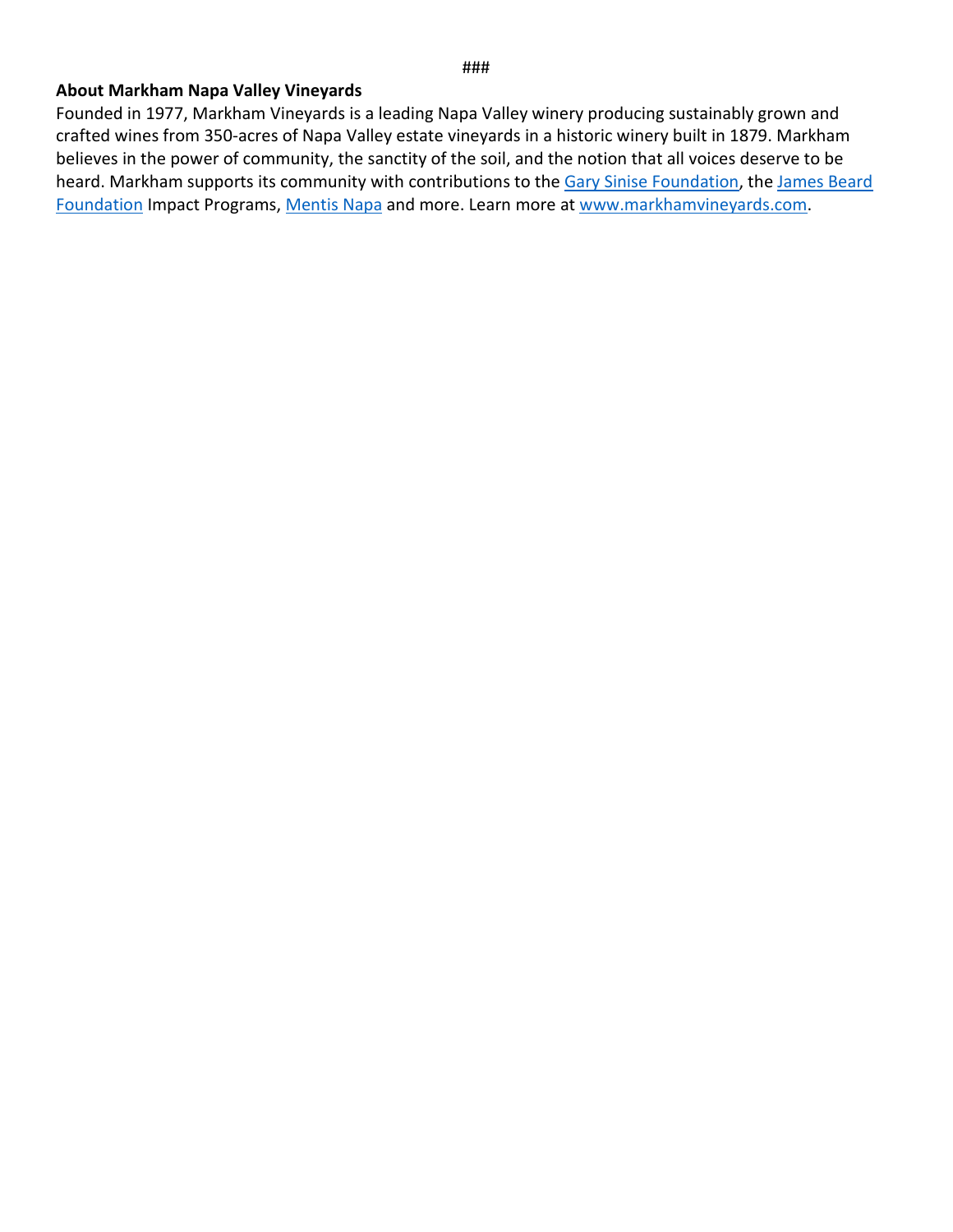###

**About Markham Napa Valley Vineyards**

Founded in 1977, Markham Vineyards is a leading Napa Valley winery producing sustainably grown and crafted wines from 350-acres of Napa Valley estate vineyards in a historic winery built in 1879. Markham believes in the power of community, the sanctity of the soil, and the notion that all voices deserve to be heard. Markham supports its community with contributions to the Gary Sinise Foundation, the James Beard Foundation Impact Programs, Mentis Napa and more. Learn more at www.markhamvineyards.com.